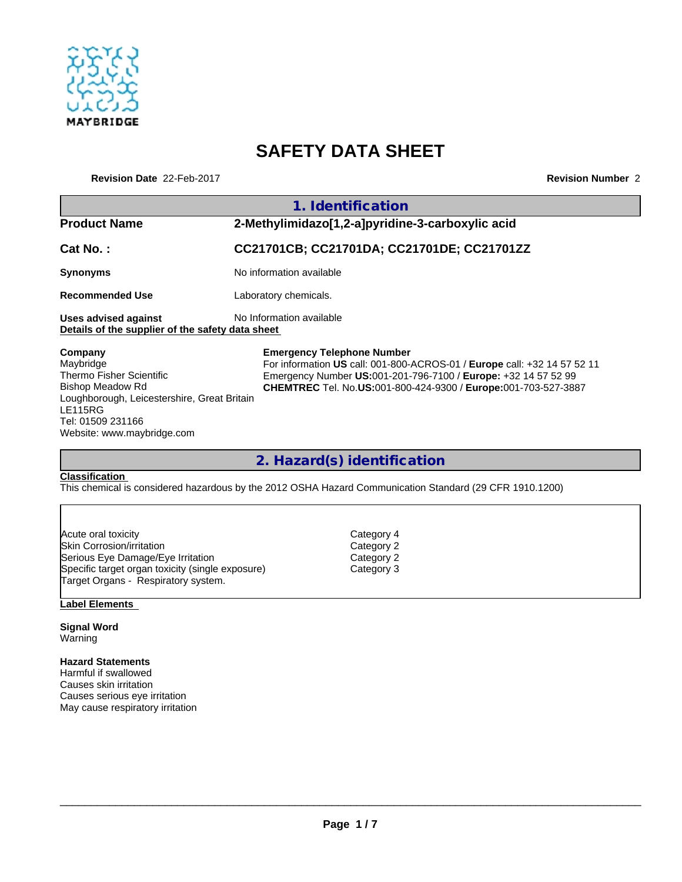MAYBRIDGE

# SAFETY DATA SHEET

**Revision Date** 22-Feb-2017 **Revision Number** 2

## 1. Identification

| | |
|---|---|
| **Product Name** | **2-Methylimidazo[1,2-a]pyridine-3-carboxylic acid** |
| **Cat No. :** | **CC21701CB; CC21701DA; CC21701DE; CC21701ZZ** |
| **Synonyms** | No information available |
| **Recommended Use** | Laboratory chemicals. |
| **Uses advised against** | No Information available |

**Details of the supplier of the safety data sheet**

**Company**
Maybridge
Thermo Fisher Scientific
Bishop Meadow Rd
Loughborough, Leicestershire, Great Britain
LE115RG
Tel: 01509 231166
Website: www.maybridge.com

**Emergency Telephone Number**
For information **US** call: 001-800-ACROS-01 / **Europe** call: +32 14 57 52 11
Emergency Number **US:**001-201-796-7100 / **Europe:** +32 14 57 52 99
**CHEMTREC** Tel. No.**US:**001-800-424-9300 / **Europe:**001-703-527-3887

## 2. Hazard(s) identification

**Classification**

This chemical is considered hazardous by the 2012 OSHA Hazard Communication Standard (29 CFR 1910.1200)

| | |
|---|---|
| Acute oral toxicity | Category 4 |
| Skin Corrosion/irritation | Category 2 |
| Serious Eye Damage/Eye Irritation | Category 2 |
| Specific target organ toxicity (single exposure) | Category 3 |
| Target Organs - Respiratory system. | |

**Label Elements**

**Signal Word**
Warning

**Hazard Statements**
Harmful if swallowed
Causes skin irritation
Causes serious eye irritation
May cause respiratory irritation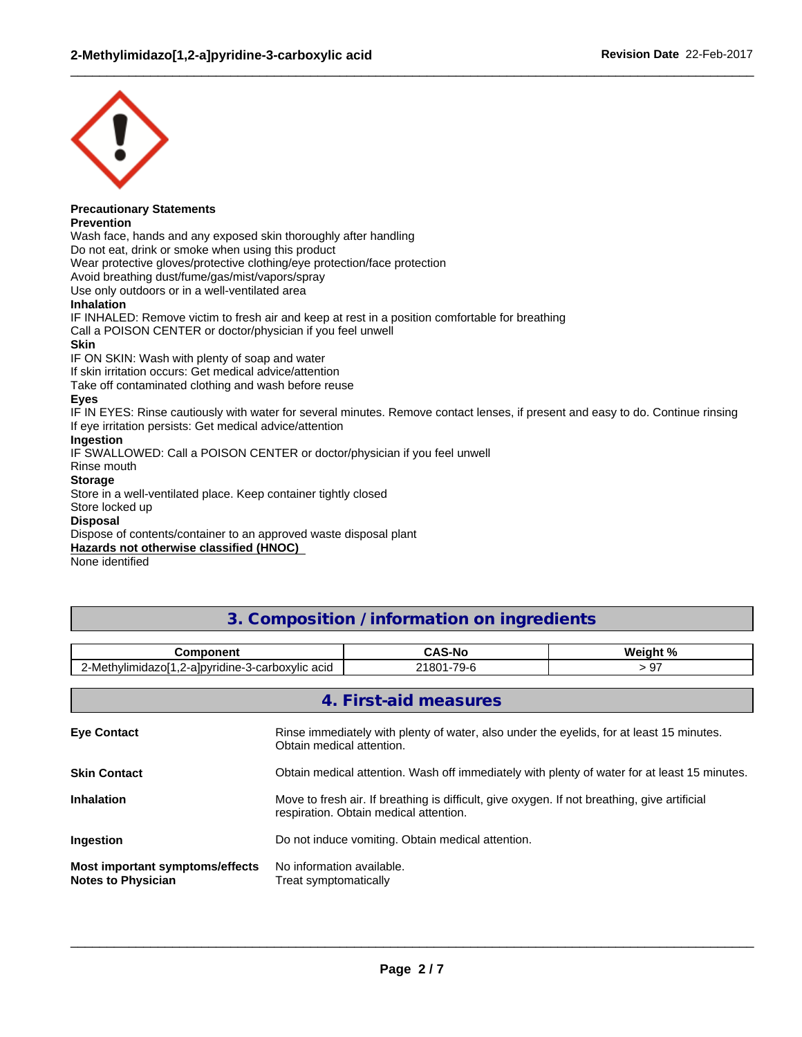**Precautionary Statements**

**Prevention**

Wash face, hands and any exposed skin thoroughly after handling
Do not eat, drink or smoke when using this product
Wear protective gloves/protective clothing/eye protection/face protection
Avoid breathing dust/fume/gas/mist/vapors/spray
Use only outdoors or in a well-ventilated area

**Inhalation**

IF INHALED: Remove victim to fresh air and keep at rest in a position comfortable for breathing
Call a POISON CENTER or doctor/physician if you feel unwell

**Skin**

IF ON SKIN: Wash with plenty of soap and water
If skin irritation occurs: Get medical advice/attention
Take off contaminated clothing and wash before reuse

**Eyes**

IF IN EYES: Rinse cautiously with water for several minutes. Remove contact lenses, if present and easy to do. Continue rinsing
If eye irritation persists: Get medical advice/attention

**Ingestion**

IF SWALLOWED: Call a POISON CENTER or doctor/physician if you feel unwell
Rinse mouth

**Storage**

Store in a well-ventilated place. Keep container tightly closed
Store locked up

**Disposal**

Dispose of contents/container to an approved waste disposal plant

**Hazards not otherwise classified (HNOC)**

None identified

## 3. Composition / information on ingredients

| Component | CAS-No | Weight % |
|---|---|---|
| 2-Methylimidazo[1,2-a]pyridine-3-carboxylic acid | 21801-79-6 | > 97 |

## 4. First-aid measures

**Eye Contact** Rinse immediately with plenty of water, also under the eyelids, for at least 15 minutes. Obtain medical attention.

**Skin Contact** Obtain medical attention. Wash off immediately with plenty of water for at least 15 minutes.

**Inhalation** Move to fresh air. If breathing is difficult, give oxygen. If not breathing, give artificial respiration. Obtain medical attention.

**Ingestion** Do not induce vomiting. Obtain medical attention.

**Most important symptoms/effects** No information available.

**Notes to Physician** Treat symptomatically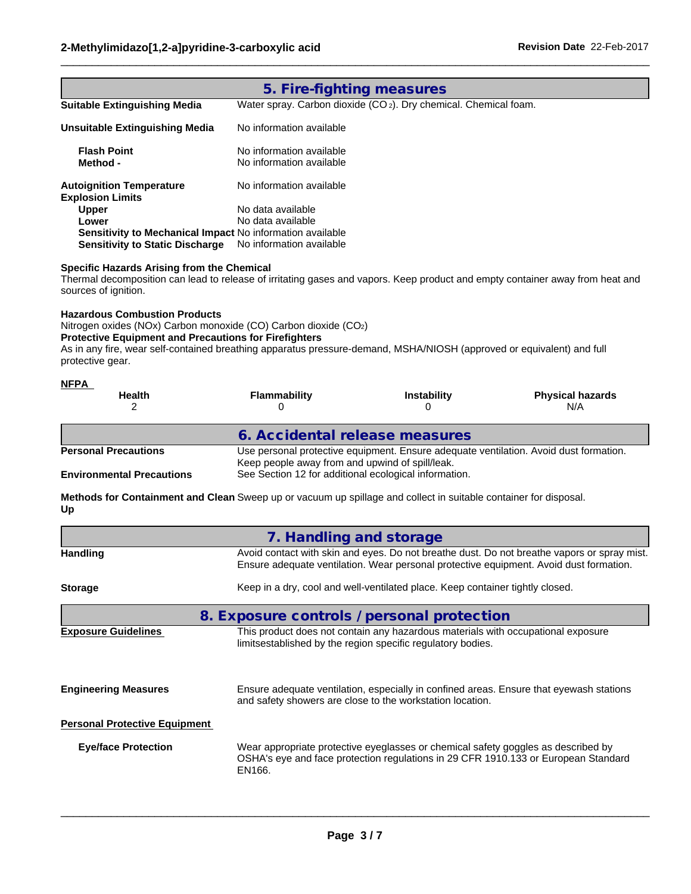## 5. Fire-fighting measures

**Suitable Extinguishing Media** Water spray. Carbon dioxide ($CO_2$). Dry chemical. Chemical foam.

**Unsuitable Extinguishing Media** No information available

**Flash Point** No information available
**Method -** No information available

**Autoignition Temperature** No information available
**Explosion Limits**
**Upper** No data available
**Lower** No data available
**Sensitivity to Mechanical Impact** No information available
**Sensitivity to Static Discharge** No information available

**Specific Hazards Arising from the Chemical**
Thermal decomposition can lead to release of irritating gases and vapors. Keep product and empty container away from heat and sources of ignition.

**Hazardous Combustion Products**
Nitrogen oxides (NOx) Carbon monoxide (CO) Carbon dioxide ($CO_2$)
**Protective Equipment and Precautions for Firefighters**
As in any fire, wear self-contained breathing apparatus pressure-demand, MSHA/NIOSH (approved or equivalent) and full protective gear.

**NFPA**

| Health | Flammability | Instability | Physical hazards |
|---|---|---|---|
| 2 | 0 | 0 | N/A |

## 6. Accidental release measures

**Personal Precautions** Use personal protective equipment. Ensure adequate ventilation. Avoid dust formation. Keep people away from and upwind of spill/leak.
**Environmental Precautions** See Section 12 for additional ecological information.

**Methods for Containment and Clean Up** Sweep up or vacuum up spillage and collect in suitable container for disposal.

## 7. Handling and storage

**Handling** Avoid contact with skin and eyes. Do not breathe dust. Do not breathe vapors or spray mist. Ensure adequate ventilation. Wear personal protective equipment. Avoid dust formation.

**Storage** Keep in a dry, cool and well-ventilated place. Keep container tightly closed.

## 8. Exposure controls / personal protection

**Exposure Guidelines** This product does not contain any hazardous materials with occupational exposure limitsestablished by the region specific regulatory bodies.

**Engineering Measures** Ensure adequate ventilation, especially in confined areas. Ensure that eyewash stations and safety showers are close to the workstation location.

**Personal Protective Equipment**

**Eye/face Protection** Wear appropriate protective eyeglasses or chemical safety goggles as described by OSHA's eye and face protection regulations in 29 CFR 1910.133 or European Standard EN166.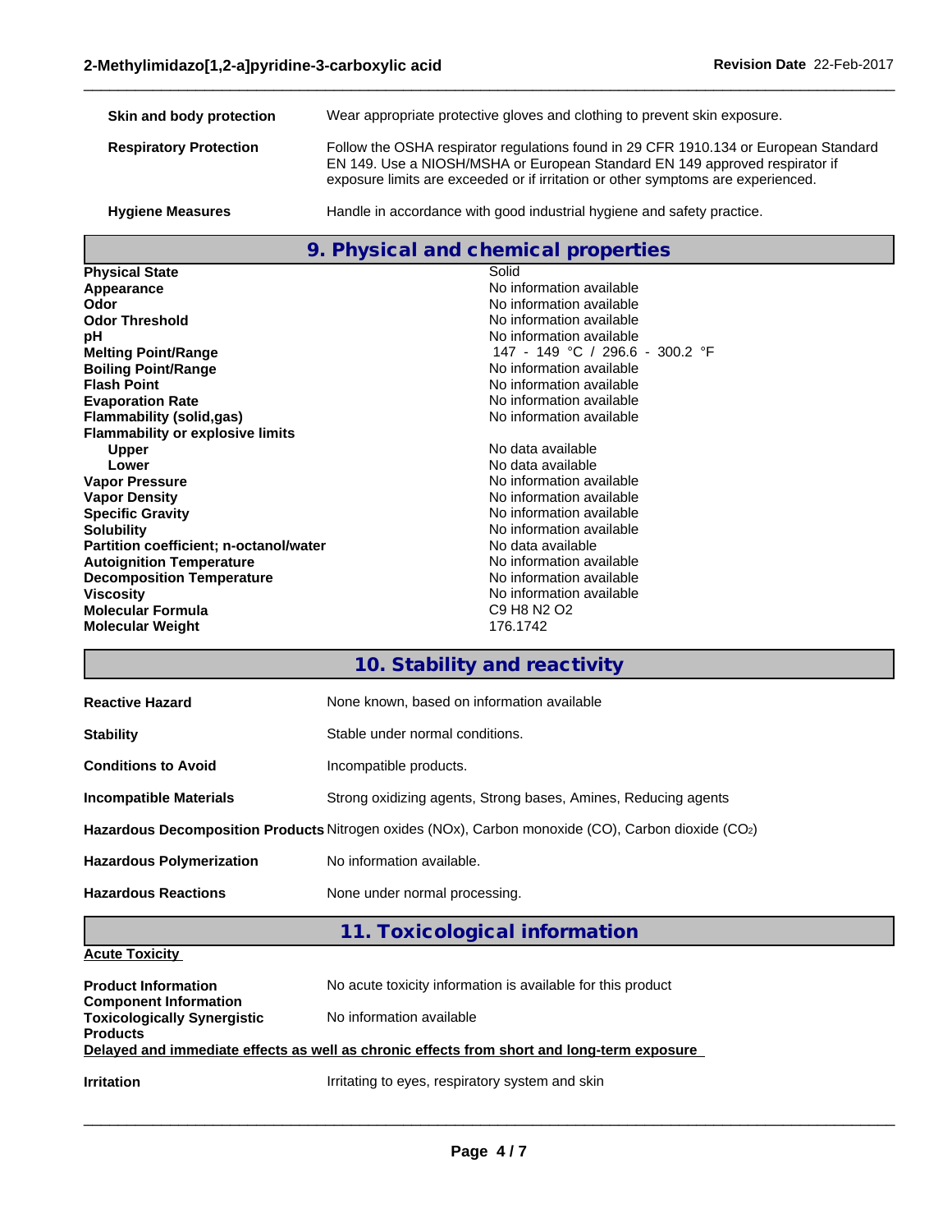| | |
|---|---|
| **Skin and body protection** | Wear appropriate protective gloves and clothing to prevent skin exposure. |
| **Respiratory Protection** | Follow the OSHA respirator regulations found in 29 CFR 1910.134 or European Standard EN 149. Use a NIOSH/MSHA or European Standard EN 149 approved respirator if exposure limits are exceeded or if irritation or other symptoms are experienced. |
| **Hygiene Measures** | Handle in accordance with good industrial hygiene and safety practice. |

## 9. Physical and chemical properties

| | |
|---|---|
| **Physical State** | Solid |
| **Appearance** | No information available |
| **Odor** | No information available |
| **Odor Threshold** | No information available |
| **pH** | No information available |
| **Melting Point/Range** | 147 - 149 °C / 296.6 - 300.2 °F |
| **Boiling Point/Range** | No information available |
| **Flash Point** | No information available |
| **Evaporation Rate** | No information available |
| **Flammability (solid,gas)** | No information available |
| **Flammability or explosive limits** | |
| **Upper** | No data available |
| **Lower** | No data available |
| **Vapor Pressure** | No information available |
| **Vapor Density** | No information available |
| **Specific Gravity** | No information available |
| **Solubility** | No information available |
| **Partition coefficient; n-octanol/water** | No data available |
| **Autoignition Temperature** | No information available |
| **Decomposition Temperature** | No information available |
| **Viscosity** | No information available |
| **Molecular Formula** | C9 H8 N2 O2 |
| **Molecular Weight** | 176.1742 |

## 10. Stability and reactivity

| | |
|---|---|
| **Reactive Hazard** | None known, based on information available |
| **Stability** | Stable under normal conditions. |
| **Conditions to Avoid** | Incompatible products. |
| **Incompatible Materials** | Strong oxidizing agents, Strong bases, Amines, Reducing agents |
| **Hazardous Decomposition Products** | Nitrogen oxides (NOx), Carbon monoxide (CO), Carbon dioxide ($CO_2$) |
| **Hazardous Polymerization** | No information available. |
| **Hazardous Reactions** | None under normal processing. |

## 11. Toxicological information

**Acute Toxicity**

| | |
|---|---|
| **Product Information** | No acute toxicity information is available for this product |
| **Component Information** | |
| **Toxicologically Synergistic Products** | No information available |

**Delayed and immediate effects as well as chronic effects from short and long-term exposure**

| | |
|---|---|
| **Irritation** | Irritating to eyes, respiratory system and skin |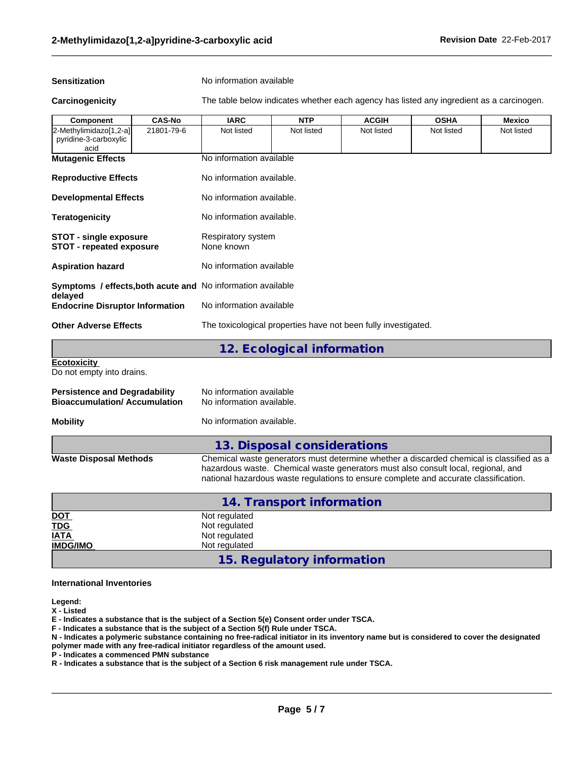**Sensitization** No information available

**Carcinogenicity** The table below indicates whether each agency has listed any ingredient as a carcinogen.

| Component | CAS-No | IARC | NTP | ACGIH | OSHA | Mexico |
|---|---|---|---|---|---|---|
| 2-Methylimidazo[1,2-a]pyridine-3-carboxylic acid | 21801-79-6 | Not listed | Not listed | Not listed | Not listed | Not listed |

**Mutagenic Effects** No information available

**Reproductive Effects** No information available.

**Developmental Effects** No information available.

**Teratogenicity** No information available.

**STOT - single exposure** Respiratory system
**STOT - repeated exposure** None known

**Aspiration hazard** No information available

**Symptoms / effects,both acute and delayed** No information available

**Endocrine Disruptor Information** No information available

**Other Adverse Effects** The toxicological properties have not been fully investigated.

## 12. Ecological information

**Ecotoxicity**
Do not empty into drains.

**Persistence and Degradability** No information available
**Bioaccumulation/ Accumulation** No information available.

**Mobility** No information available.

## 13. Disposal considerations

**Waste Disposal Methods** Chemical waste generators must determine whether a discarded chemical is classified as a hazardous waste. Chemical waste generators must also consult local, regional, and national hazardous waste regulations to ensure complete and accurate classification.

## 14. Transport information

**DOT** Not regulated
**TDG** Not regulated
**IATA** Not regulated
**IMDG/IMO** Not regulated

## 15. Regulatory information

**International Inventories**

**Legend:**
**X - Listed**
**E - Indicates a substance that is the subject of a Section 5(e) Consent order under TSCA.**
**F - Indicates a substance that is the subject of a Section 5(f) Rule under TSCA.**
**N - Indicates a polymeric substance containing no free-radical initiator in its inventory name but is considered to cover the designated polymer made with any free-radical initiator regardless of the amount used.**
**P - Indicates a commenced PMN substance**
**R - Indicates a substance that is the subject of a Section 6 risk management rule under TSCA.**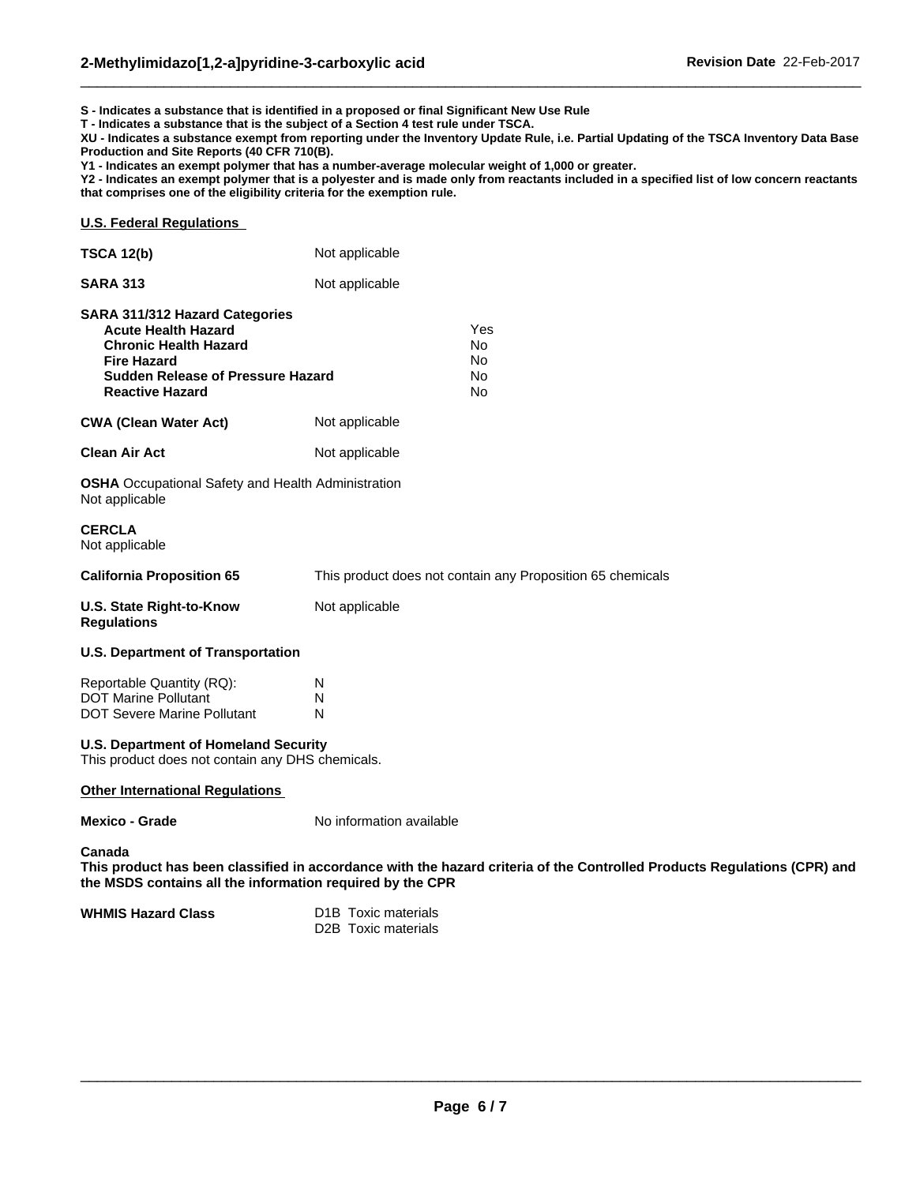**S - Indicates a substance that is identified in a proposed or final Significant New Use Rule**
**T - Indicates a substance that is the subject of a Section 4 test rule under TSCA.**
**XU - Indicates a substance exempt from reporting under the Inventory Update Rule, i.e. Partial Updating of the TSCA Inventory Data Base Production and Site Reports (40 CFR 710(B).**
**Y1 - Indicates an exempt polymer that has a number-average molecular weight of 1,000 or greater.**
**Y2 - Indicates an exempt polymer that is a polyester and is made only from reactants included in a specified list of low concern reactants that comprises one of the eligibility criteria for the exemption rule.**

## U.S. Federal Regulations

**TSCA 12(b)** Not applicable

**SARA 313** Not applicable

| **SARA 311/312 Hazard Categories** | |
|---|---|
| **Acute Health Hazard** | Yes |
| **Chronic Health Hazard** | No |
| **Fire Hazard** | No |
| **Sudden Release of Pressure Hazard** | No |
| **Reactive Hazard** | No |

**CWA (Clean Water Act)** Not applicable

**Clean Air Act** Not applicable

**OSHA** Occupational Safety and Health Administration
Not applicable

**CERCLA**
Not applicable

**California Proposition 65** This product does not contain any Proposition 65 chemicals

**U.S. State Right-to-Know Regulations** Not applicable

**U.S. Department of Transportation**

| | |
|---|---|
| Reportable Quantity (RQ): | N |
| DOT Marine Pollutant | N |
| DOT Severe Marine Pollutant | N |

**U.S. Department of Homeland Security**
This product does not contain any DHS chemicals.

## Other International Regulations

**Mexico - Grade** No information available

**Canada**
**This product has been classified in accordance with the hazard criteria of the Controlled Products Regulations (CPR) and the MSDS contains all the information required by the CPR**

**WHMIS Hazard Class** D1B Toxic materials
D2B Toxic materials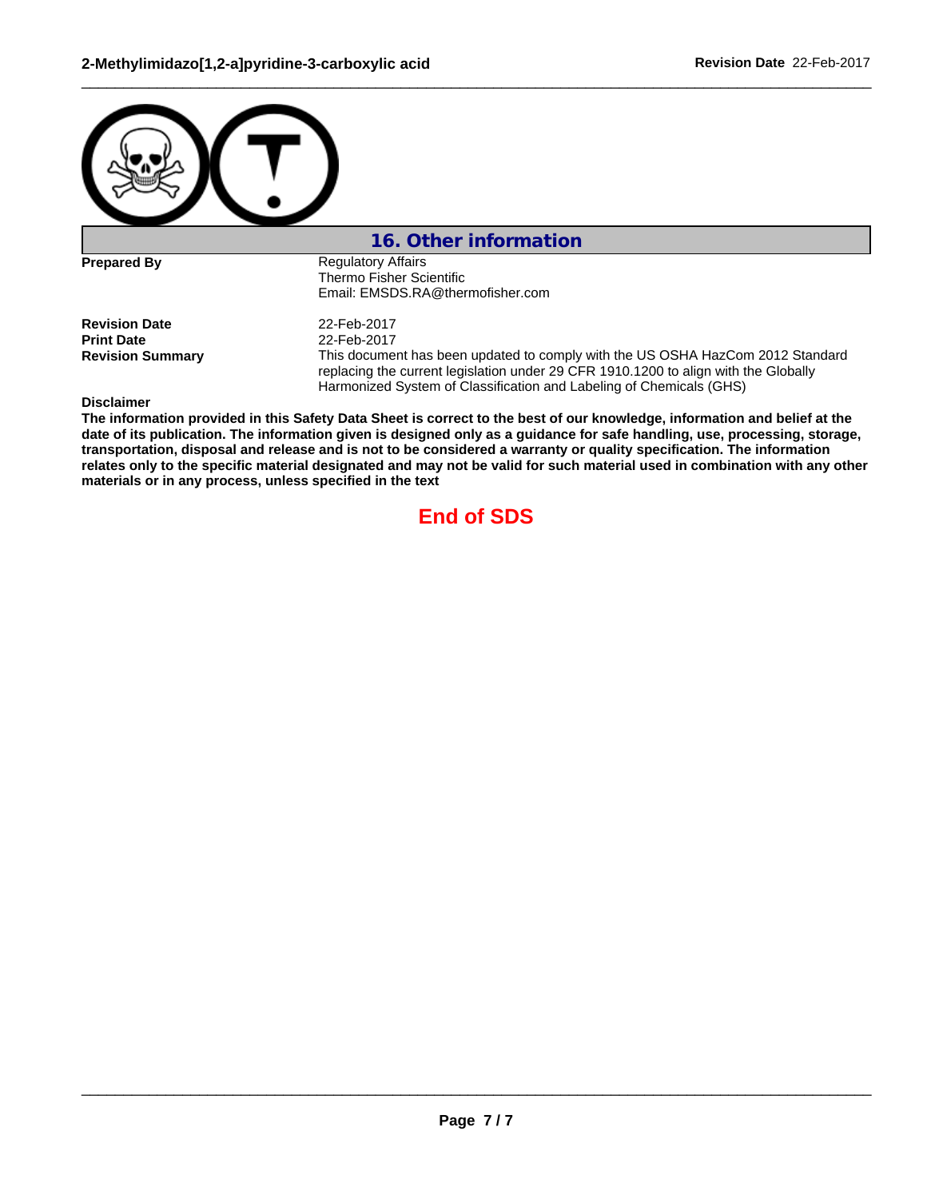## 16. Other information

**Prepared By** Regulatory Affairs
Thermo Fisher Scientific
Email: EMSDS.RA@thermofisher.com

**Revision Date** 22-Feb-2017
**Print Date** 22-Feb-2017
**Revision Summary** This document has been updated to comply with the US OSHA HazCom 2012 Standard replacing the current legislation under 29 CFR 1910.1200 to align with the Globally Harmonized System of Classification and Labeling of Chemicals (GHS)

**Disclaimer**

**The information provided in this Safety Data Sheet is correct to the best of our knowledge, information and belief at the date of its publication. The information given is designed only as a guidance for safe handling, use, processing, storage, transportation, disposal and release and is not to be considered a warranty or quality specification. The information relates only to the specific material designated and may not be valid for such material used in combination with any other materials or in any process, unless specified in the text**

**End of SDS**